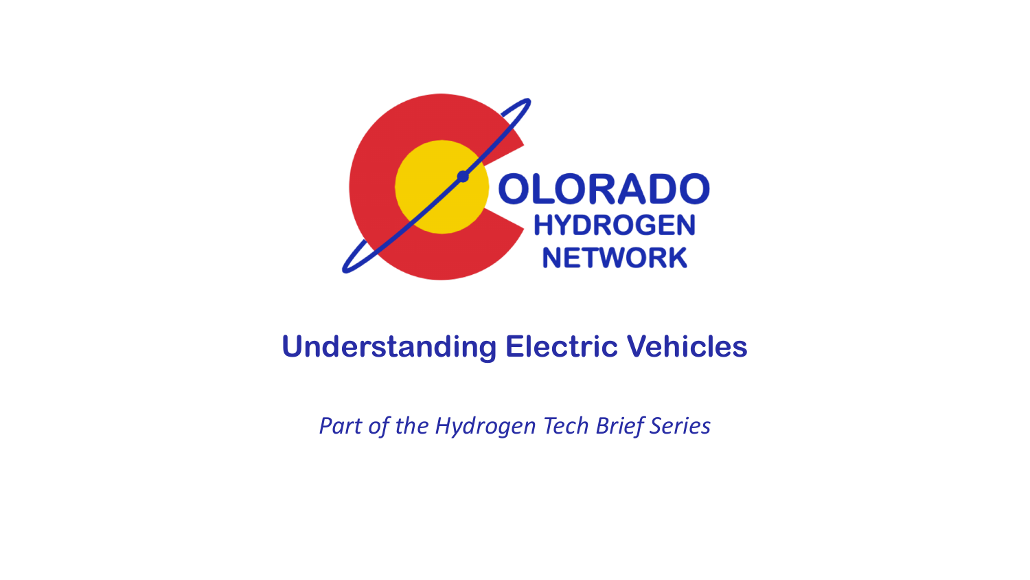COLORADO HYDROGEN NETWORK

# Understanding Electric Vehicles

*Part of the Hydrogen Tech Brief Series*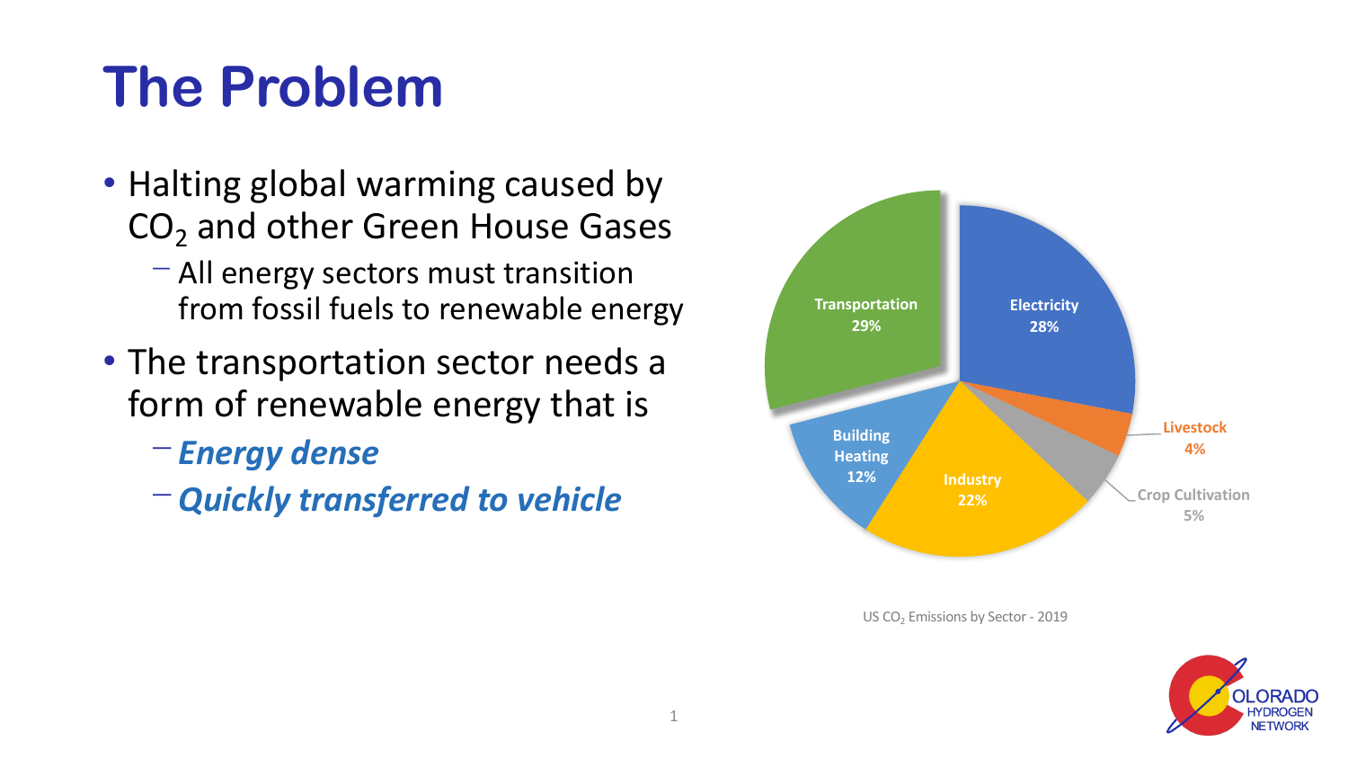# The Problem

- Halting global warming caused by $CO_2$ and other Green House Gases
  - All energy sectors must transition from fossil fuels to renewable energy
- The transportation sector needs a form of renewable energy that is
  - ***Energy dense***
  - ***Quickly transferred to vehicle***

| Sector | Share |
| --- | --- |
| Transportation | 29% |
| Electricity | 28% |
| Livestock | 4% |
| Crop Cultivation | 5% |
| Industry | 22% |
| Building Heating | 12% |

US $CO_2$ Emissions by Sector - 2019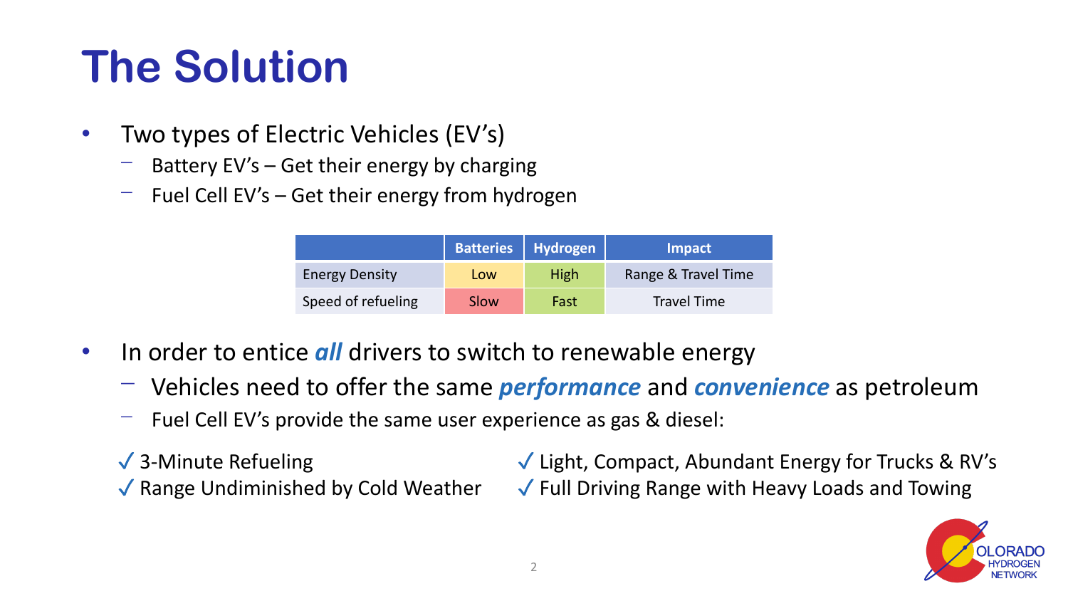# The Solution

- Two types of Electric Vehicles (EV's)
  - Battery EV's – Get their energy by charging
  - Fuel Cell EV's – Get their energy from hydrogen

| | Batteries | Hydrogen | Impact |
|---|---|---|---|
| Energy Density | Low | High | Range & Travel Time |
| Speed of refueling | Slow | Fast | Travel Time |

- In order to entice ***all*** drivers to switch to renewable energy
  - Vehicles need to offer the same ***performance*** and ***convenience*** as petroleum
  - Fuel Cell EV's provide the same user experience as gas & diesel:

✓ 3-Minute Refueling
✓ Range Undiminished by Cold Weather
✓ Light, Compact, Abundant Energy for Trucks & RV's
✓ Full Driving Range with Heavy Loads and Towing

COLORADO HYDROGEN NETWORK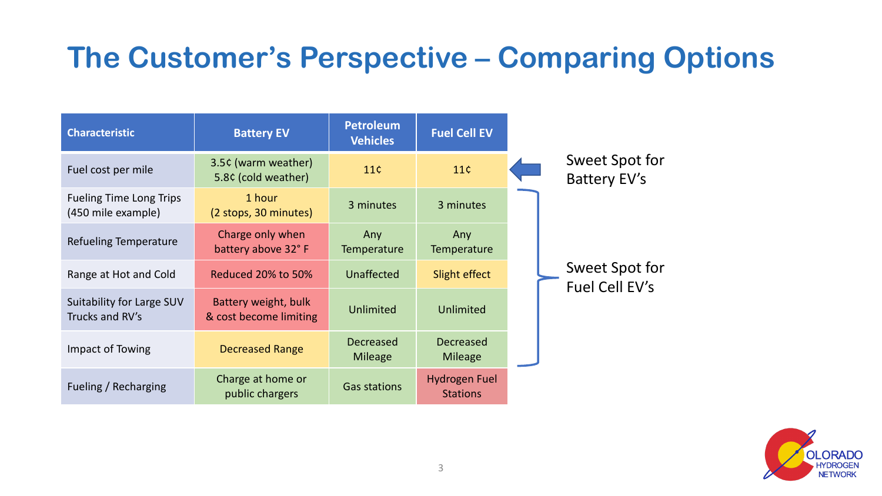# The Customer's Perspective – Comparing Options

| Characteristic | Battery EV | Petroleum Vehicles | Fuel Cell EV |
|---|---|---|---|
| Fuel cost per mile | 3.5¢ (warm weather) 5.8¢ (cold weather) | 11¢ | 11¢ |
| Fueling Time Long Trips (450 mile example) | 1 hour (2 stops, 30 minutes) | 3 minutes | 3 minutes |
| Refueling Temperature | Charge only when battery above 32° F | Any Temperature | Any Temperature |
| Range at Hot and Cold | Reduced 20% to 50% | Unaffected | Slight effect |
| Suitability for Large SUV Trucks and RV's | Battery weight, bulk & cost become limiting | Unlimited | Unlimited |
| Impact of Towing | Decreased Range | Decreased Mileage | Decreased Mileage |
| Fueling / Recharging | Charge at home or public chargers | Gas stations | Hydrogen Fuel Stations |

Sweet Spot for Battery EV's

Sweet Spot for Fuel Cell EV's

COLORADO HYDROGEN NETWORK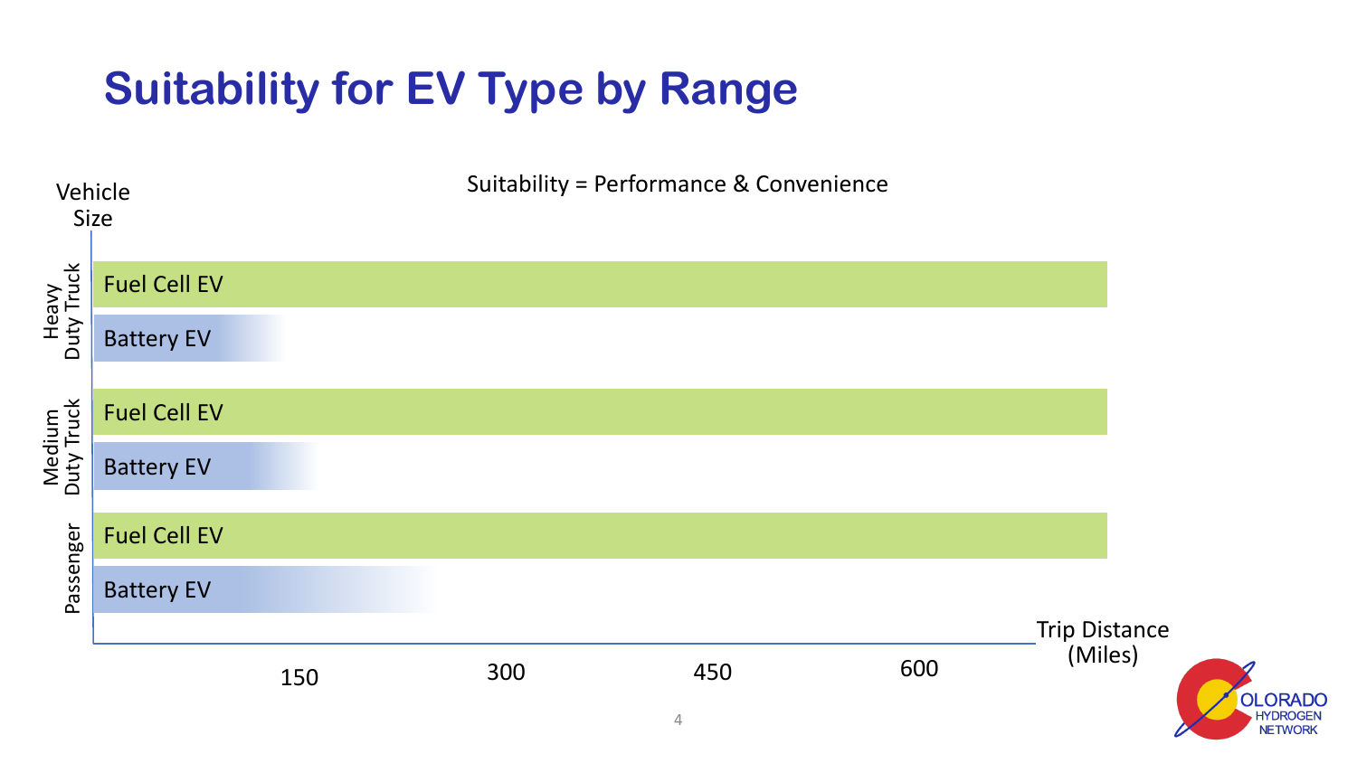# Suitability for EV Type by Range

Suitability = Performance & Convenience

Vehicle Size

Heavy Duty Truck
- Fuel Cell EV
- Battery EV

Medium Duty Truck
- Fuel Cell EV
- Battery EV

Passenger
- Fuel Cell EV
- Battery EV

Trip Distance (Miles)

150 300 450 600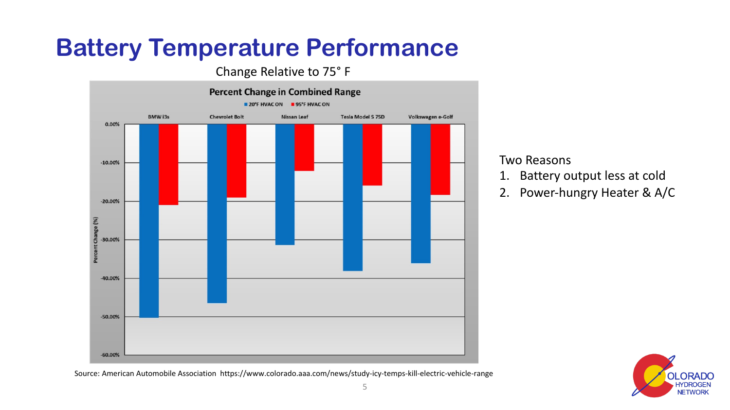# Battery Temperature Performance

Change Relative to 75° F

**Percent Change in Combined Range**

■ 20°F HVAC ON ■ 95°F HVAC ON

BMW i3s | Chevrolet Bolt | Nissan Leaf | Tesla Model S 75D | Volkswagen e-Golf

Percent Change (%)

0.00% | -10.00% | -20.00% | -30.00% | -40.00% | -50.00% | -60.00%

Two Reasons

1. Battery output less at cold
2. Power-hungry Heater & A/C

Source: American Automobile Association https://www.colorado.aaa.com/news/study-icy-temps-kill-electric-vehicle-range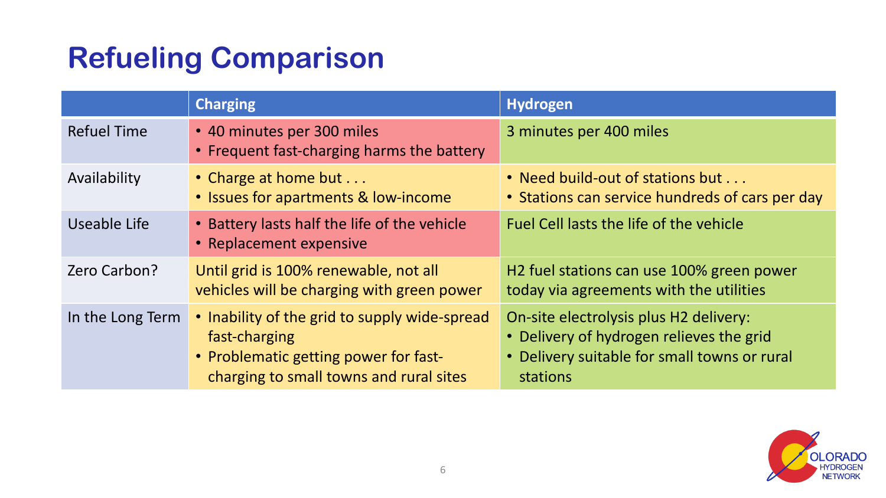# Refueling Comparison

| | Charging | Hydrogen |
|---|---|---|
| Refuel Time | • 40 minutes per 300 miles<br>• Frequent fast-charging harms the battery | 3 minutes per 400 miles |
| Availability | • Charge at home but . . .<br>• Issues for apartments & low-income | • Need build-out of stations but . . .<br>• Stations can service hundreds of cars per day |
| Useable Life | • Battery lasts half the life of the vehicle<br>• Replacement expensive | Fuel Cell lasts the life of the vehicle |
| Zero Carbon? | Until grid is 100% renewable, not all vehicles will be charging with green power | H2 fuel stations can use 100% green power today via agreements with the utilities |
| In the Long Term | • Inability of the grid to supply wide-spread fast-charging<br>• Problematic getting power for fast-charging to small towns and rural sites | On-site electrolysis plus H2 delivery:<br>• Delivery of hydrogen relieves the grid<br>• Delivery suitable for small towns or rural stations |

COLORADO HYDROGEN NETWORK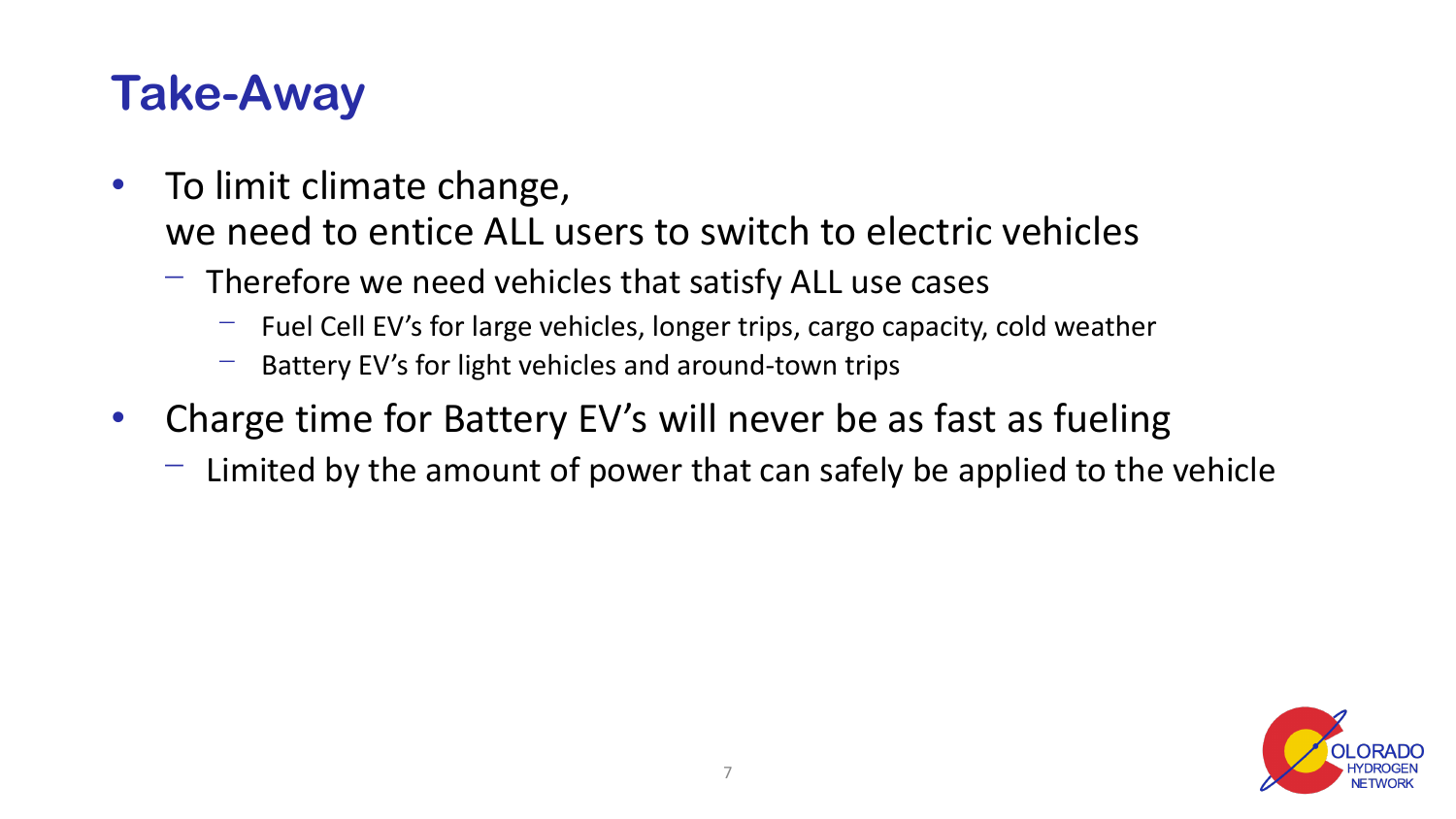# Take-Away

- To limit climate change,
  we need to entice ALL users to switch to electric vehicles
  - Therefore we need vehicles that satisfy ALL use cases
    - Fuel Cell EV's for large vehicles, longer trips, cargo capacity, cold weather
    - Battery EV's for light vehicles and around-town trips
- Charge time for Battery EV's will never be as fast as fueling
  - Limited by the amount of power that can safely be applied to the vehicle

COLORADO HYDROGEN NETWORK